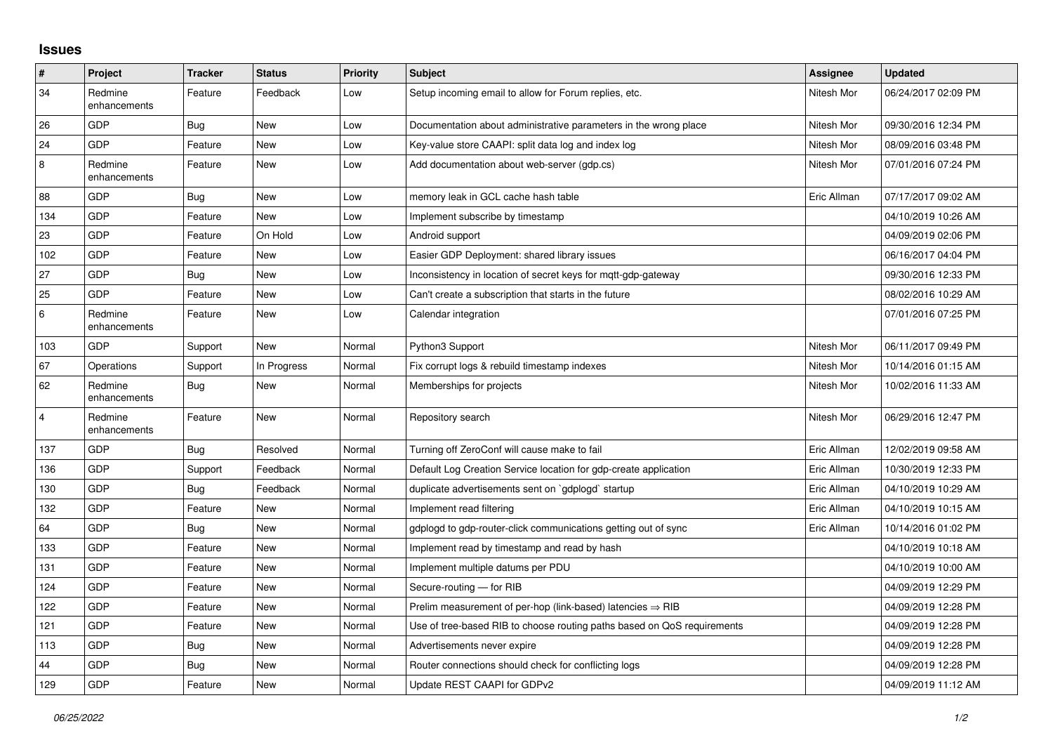## Issues

| # | Project | Tracker | Status | Priority | Subject | Assignee | Updated |
|---|---|---|---|---|---|---|---|
| 34 | Redmine enhancements | Feature | Feedback | Low | Setup incoming email to allow for Forum replies, etc. | Nitesh Mor | 06/24/2017 02:09 PM |
| 26 | GDP | Bug | New | Low | Documentation about administrative parameters in the wrong place | Nitesh Mor | 09/30/2016 12:34 PM |
| 24 | GDP | Feature | New | Low | Key-value store CAAPI: split data log and index log | Nitesh Mor | 08/09/2016 03:48 PM |
| 8 | Redmine enhancements | Feature | New | Low | Add documentation about web-server (gdp.cs) | Nitesh Mor | 07/01/2016 07:24 PM |
| 88 | GDP | Bug | New | Low | memory leak in GCL cache hash table | Eric Allman | 07/17/2017 09:02 AM |
| 134 | GDP | Feature | New | Low | Implement subscribe by timestamp | | 04/10/2019 10:26 AM |
| 23 | GDP | Feature | On Hold | Low | Android support | | 04/09/2019 02:06 PM |
| 102 | GDP | Feature | New | Low | Easier GDP Deployment: shared library issues | | 06/16/2017 04:04 PM |
| 27 | GDP | Bug | New | Low | Inconsistency in location of secret keys for mqtt-gdp-gateway | | 09/30/2016 12:33 PM |
| 25 | GDP | Feature | New | Low | Can't create a subscription that starts in the future | | 08/02/2016 10:29 AM |
| 6 | Redmine enhancements | Feature | New | Low | Calendar integration | | 07/01/2016 07:25 PM |
| 103 | GDP | Support | New | Normal | Python3 Support | Nitesh Mor | 06/11/2017 09:49 PM |
| 67 | Operations | Support | In Progress | Normal | Fix corrupt logs & rebuild timestamp indexes | Nitesh Mor | 10/14/2016 01:15 AM |
| 62 | Redmine enhancements | Bug | New | Normal | Memberships for projects | Nitesh Mor | 10/02/2016 11:33 AM |
| 4 | Redmine enhancements | Feature | New | Normal | Repository search | Nitesh Mor | 06/29/2016 12:47 PM |
| 137 | GDP | Bug | Resolved | Normal | Turning off ZeroConf will cause make to fail | Eric Allman | 12/02/2019 09:58 AM |
| 136 | GDP | Support | Feedback | Normal | Default Log Creation Service location for gdp-create application | Eric Allman | 10/30/2019 12:33 PM |
| 130 | GDP | Bug | Feedback | Normal | duplicate advertisements sent on `gdplogd` startup | Eric Allman | 04/10/2019 10:29 AM |
| 132 | GDP | Feature | New | Normal | Implement read filtering | Eric Allman | 04/10/2019 10:15 AM |
| 64 | GDP | Bug | New | Normal | gdplogd to gdp-router-click communications getting out of sync | Eric Allman | 10/14/2016 01:02 PM |
| 133 | GDP | Feature | New | Normal | Implement read by timestamp and read by hash | | 04/10/2019 10:18 AM |
| 131 | GDP | Feature | New | Normal | Implement multiple datums per PDU | | 04/10/2019 10:00 AM |
| 124 | GDP | Feature | New | Normal | Secure-routing — for RIB | | 04/09/2019 12:29 PM |
| 122 | GDP | Feature | New | Normal | Prelim measurement of per-hop (link-based) latencies ⇒ RIB | | 04/09/2019 12:28 PM |
| 121 | GDP | Feature | New | Normal | Use of tree-based RIB to choose routing paths based on QoS requirements | | 04/09/2019 12:28 PM |
| 113 | GDP | Bug | New | Normal | Advertisements never expire | | 04/09/2019 12:28 PM |
| 44 | GDP | Bug | New | Normal | Router connections should check for conflicting logs | | 04/09/2019 12:28 PM |
| 129 | GDP | Feature | New | Normal | Update REST CAAPI for GDPv2 | | 04/09/2019 11:12 AM |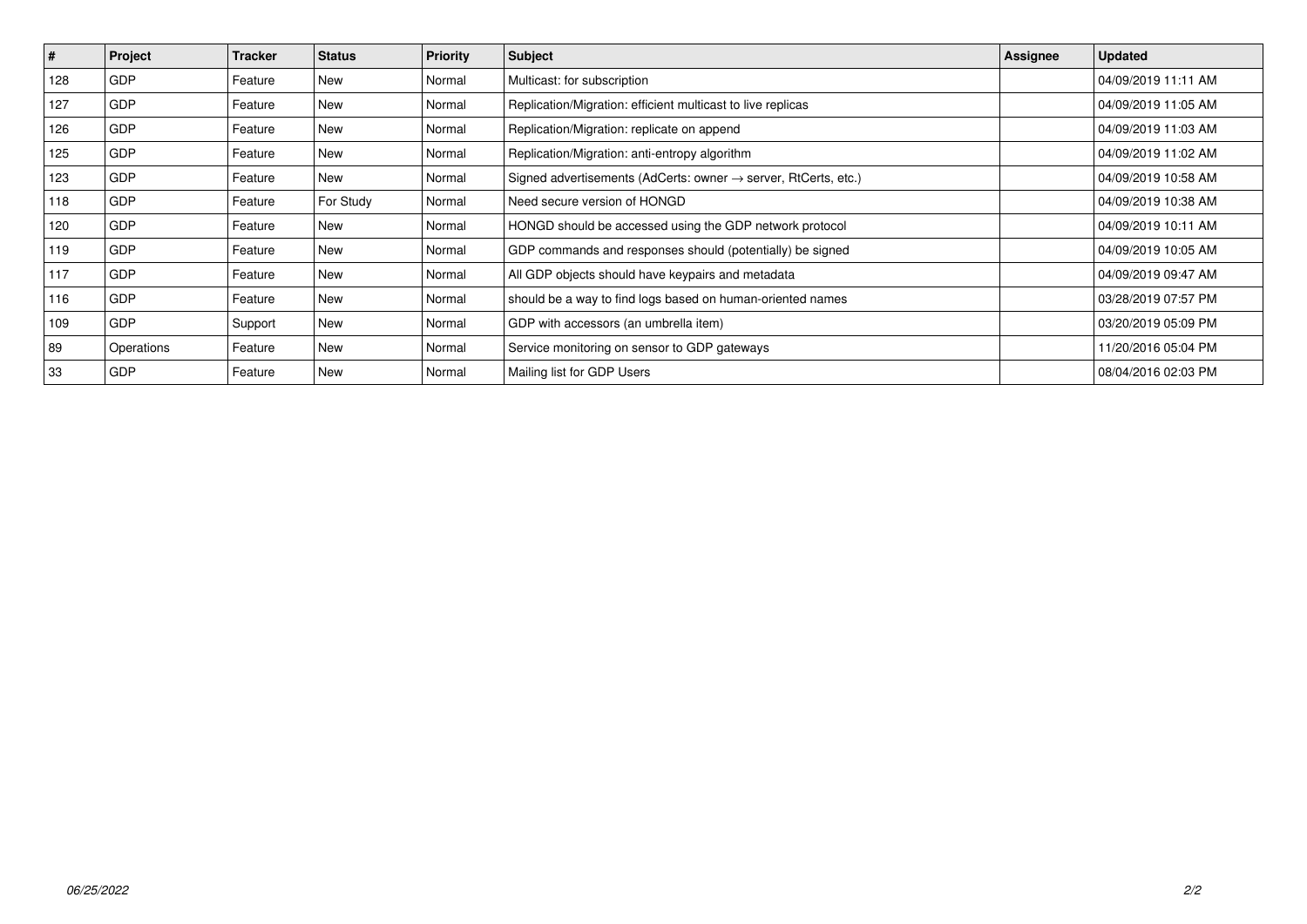| # | Project | Tracker | Status | Priority | Subject | Assignee | Updated |
|---|---|---|---|---|---|---|---|
| 128 | GDP | Feature | New | Normal | Multicast: for subscription | | 04/09/2019 11:11 AM |
| 127 | GDP | Feature | New | Normal | Replication/Migration: efficient multicast to live replicas | | 04/09/2019 11:05 AM |
| 126 | GDP | Feature | New | Normal | Replication/Migration: replicate on append | | 04/09/2019 11:03 AM |
| 125 | GDP | Feature | New | Normal | Replication/Migration: anti-entropy algorithm | | 04/09/2019 11:02 AM |
| 123 | GDP | Feature | New | Normal | Signed advertisements (AdCerts: owner → server, RtCerts, etc.) | | 04/09/2019 10:58 AM |
| 118 | GDP | Feature | For Study | Normal | Need secure version of HONGD | | 04/09/2019 10:38 AM |
| 120 | GDP | Feature | New | Normal | HONGD should be accessed using the GDP network protocol | | 04/09/2019 10:11 AM |
| 119 | GDP | Feature | New | Normal | GDP commands and responses should (potentially) be signed | | 04/09/2019 10:05 AM |
| 117 | GDP | Feature | New | Normal | All GDP objects should have keypairs and metadata | | 04/09/2019 09:47 AM |
| 116 | GDP | Feature | New | Normal | should be a way to find logs based on human-oriented names | | 03/28/2019 07:57 PM |
| 109 | GDP | Support | New | Normal | GDP with accessors (an umbrella item) | | 03/20/2019 05:09 PM |
| 89 | Operations | Feature | New | Normal | Service monitoring on sensor to GDP gateways | | 11/20/2016 05:04 PM |
| 33 | GDP | Feature | New | Normal | Mailing list for GDP Users | | 08/04/2016 02:03 PM |